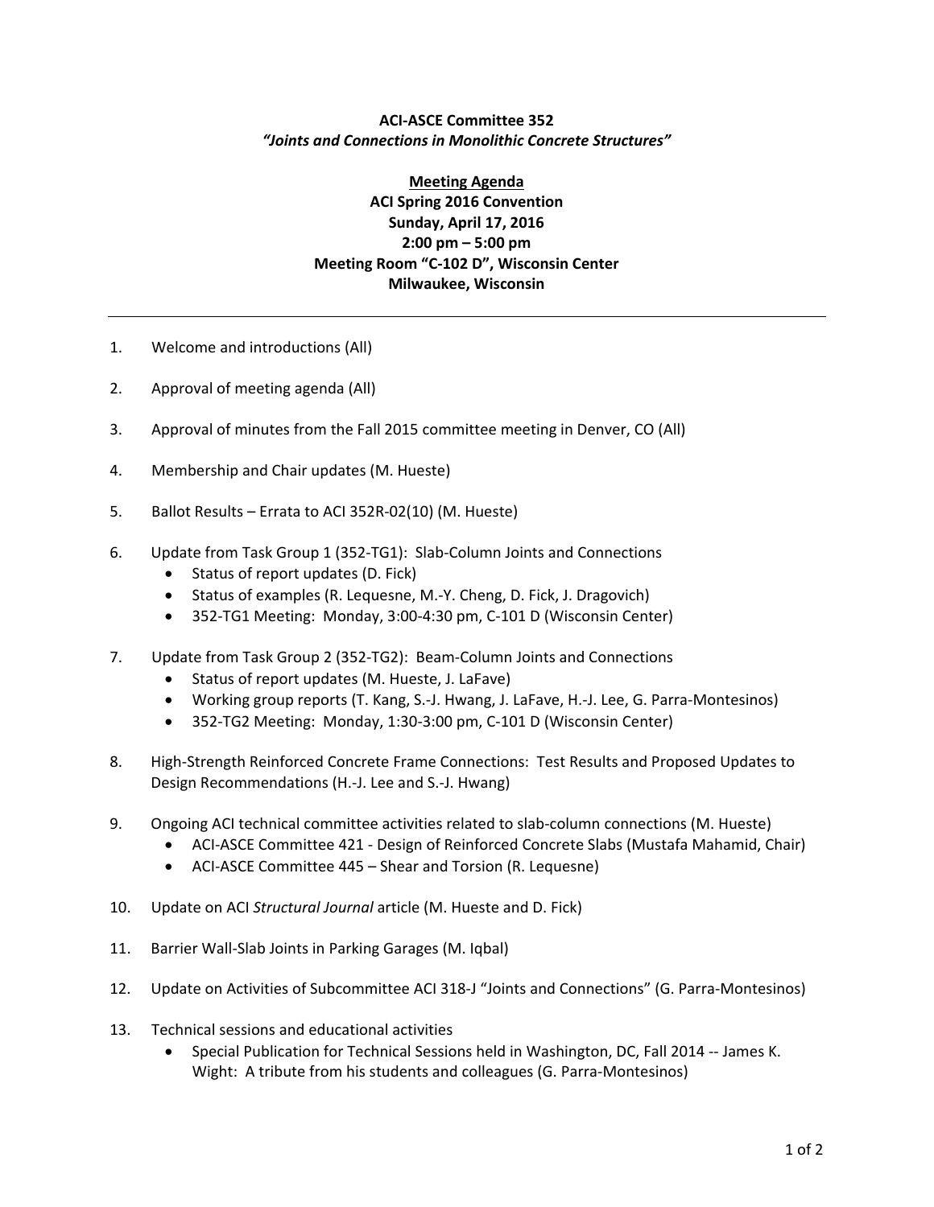**ACI-ASCE Committee 352**
***"Joints and Connections in Monolithic Concrete Structures"***

**Meeting Agenda**
**ACI Spring 2016 Convention**
**Sunday, April 17, 2016**
**2:00 pm – 5:00 pm**
**Meeting Room "C-102 D", Wisconsin Center**
**Milwaukee, Wisconsin**

---

1. Welcome and introductions (All)

2. Approval of meeting agenda (All)

3. Approval of minutes from the Fall 2015 committee meeting in Denver, CO (All)

4. Membership and Chair updates (M. Hueste)

5. Ballot Results – Errata to ACI 352R-02(10) (M. Hueste)

6. Update from Task Group 1 (352-TG1): Slab-Column Joints and Connections
   - Status of report updates (D. Fick)
   - Status of examples (R. Lequesne, M.-Y. Cheng, D. Fick, J. Dragovich)
   - 352-TG1 Meeting: Monday, 3:00-4:30 pm, C-101 D (Wisconsin Center)

7. Update from Task Group 2 (352-TG2): Beam-Column Joints and Connections
   - Status of report updates (M. Hueste, J. LaFave)
   - Working group reports (T. Kang, S.-J. Hwang, J. LaFave, H.-J. Lee, G. Parra-Montesinos)
   - 352-TG2 Meeting: Monday, 1:30-3:00 pm, C-101 D (Wisconsin Center)

8. High-Strength Reinforced Concrete Frame Connections: Test Results and Proposed Updates to Design Recommendations (H.-J. Lee and S.-J. Hwang)

9. Ongoing ACI technical committee activities related to slab-column connections (M. Hueste)
   - ACI-ASCE Committee 421 - Design of Reinforced Concrete Slabs (Mustafa Mahamid, Chair)
   - ACI-ASCE Committee 445 – Shear and Torsion (R. Lequesne)

10. Update on ACI *Structural Journal* article (M. Hueste and D. Fick)

11. Barrier Wall-Slab Joints in Parking Garages (M. Iqbal)

12. Update on Activities of Subcommittee ACI 318-J "Joints and Connections" (G. Parra-Montesinos)

13. Technical sessions and educational activities
    - Special Publication for Technical Sessions held in Washington, DC, Fall 2014 -- James K. Wight: A tribute from his students and colleagues (G. Parra-Montesinos)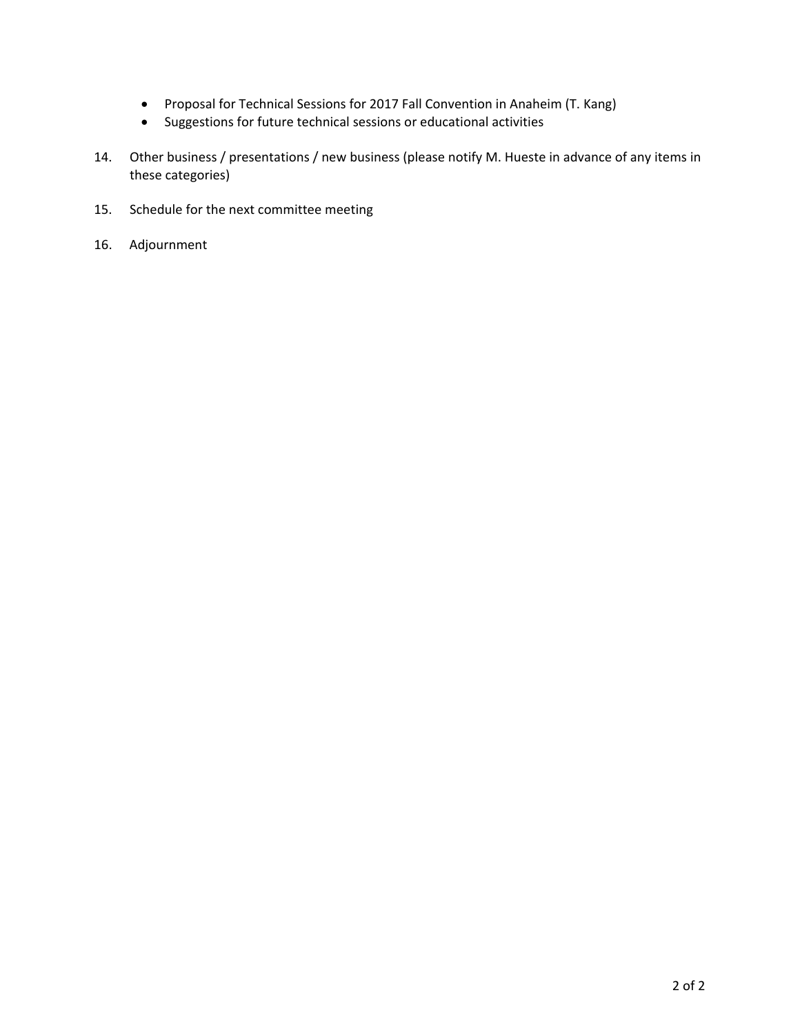- Proposal for Technical Sessions for 2017 Fall Convention in Anaheim (T. Kang)
- Suggestions for future technical sessions or educational activities

14. Other business / presentations / new business (please notify M. Hueste in advance of any items in these categories)

15. Schedule for the next committee meeting

16. Adjournment